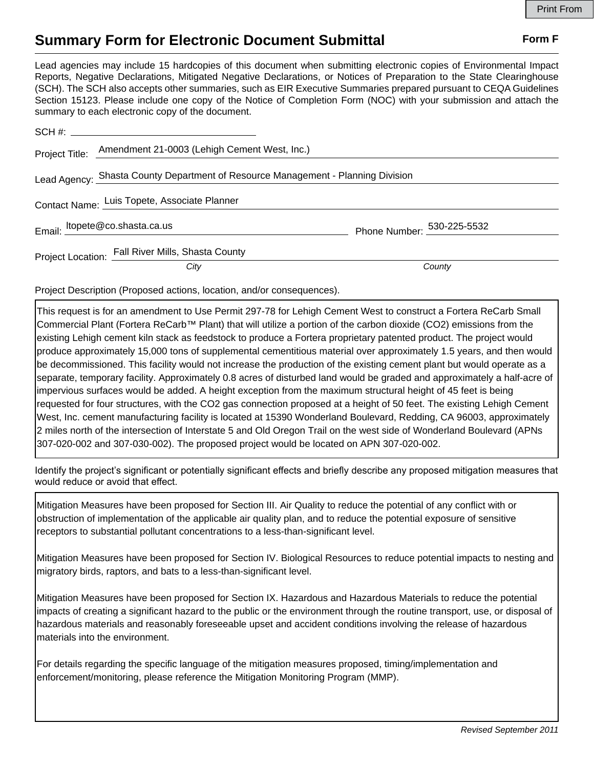# Summary Form for Electronic Document Submittal

**Form F**

Lead agencies may include 15 hardcopies of this document when submitting electronic copies of Environmental Impact Reports, Negative Declarations, Mitigated Negative Declarations, or Notices of Preparation to the State Clearinghouse (SCH). The SCH also accepts other summaries, such as EIR Executive Summaries prepared pursuant to CEQA Guidelines Section 15123. Please include one copy of the Notice of Completion Form (NOC) with your submission and attach the summary to each electronic copy of the document.

SCH #: ______________________

Project Title: Amendment 21-0003 (Lehigh Cement West, Inc.)

Lead Agency: Shasta County Department of Resource Management - Planning Division

Contact Name: Luis Topete, Associate Planner

Email: ltopete@co.shasta.ca.us Phone Number: 530-225-5532

Project Location: Fall River Mills, Shasta County

*City* *County*

Project Description (Proposed actions, location, and/or consequences).

This request is for an amendment to Use Permit 297-78 for Lehigh Cement West to construct a Fortera ReCarb Small Commercial Plant (Fortera ReCarb™ Plant) that will utilize a portion of the carbon dioxide ($CO_2$) emissions from the existing Lehigh cement kiln stack as feedstock to produce a Fortera proprietary patented product. The project would produce approximately 15,000 tons of supplemental cementitious material over approximately 1.5 years, and then would be decommissioned. This facility would not increase the production of the existing cement plant but would operate as a separate, temporary facility. Approximately 0.8 acres of disturbed land would be graded and approximately a half-acre of impervious surfaces would be added. A height exception from the maximum structural height of 45 feet is being requested for four structures, with the $CO_2$ gas connection proposed at a height of 50 feet. The existing Lehigh Cement West, Inc. cement manufacturing facility is located at 15390 Wonderland Boulevard, Redding, CA 96003, approximately 2 miles north of the intersection of Interstate 5 and Old Oregon Trail on the west side of Wonderland Boulevard (APNs 307-020-002 and 307-030-002). The proposed project would be located on APN 307-020-002.

Identify the project's significant or potentially significant effects and briefly describe any proposed mitigation measures that would reduce or avoid that effect.

Mitigation Measures have been proposed for Section III. Air Quality to reduce the potential of any conflict with or obstruction of implementation of the applicable air quality plan, and to reduce the potential exposure of sensitive receptors to substantial pollutant concentrations to a less-than-significant level.

Mitigation Measures have been proposed for Section IV. Biological Resources to reduce potential impacts to nesting and migratory birds, raptors, and bats to a less-than-significant level.

Mitigation Measures have been proposed for Section IX. Hazardous and Hazardous Materials to reduce the potential impacts of creating a significant hazard to the public or the environment through the routine transport, use, or disposal of hazardous materials and reasonably foreseeable upset and accident conditions involving the release of hazardous materials into the environment.

For details regarding the specific language of the mitigation measures proposed, timing/implementation and enforcement/monitoring, please reference the Mitigation Monitoring Program (MMP).

*Revised September 2011*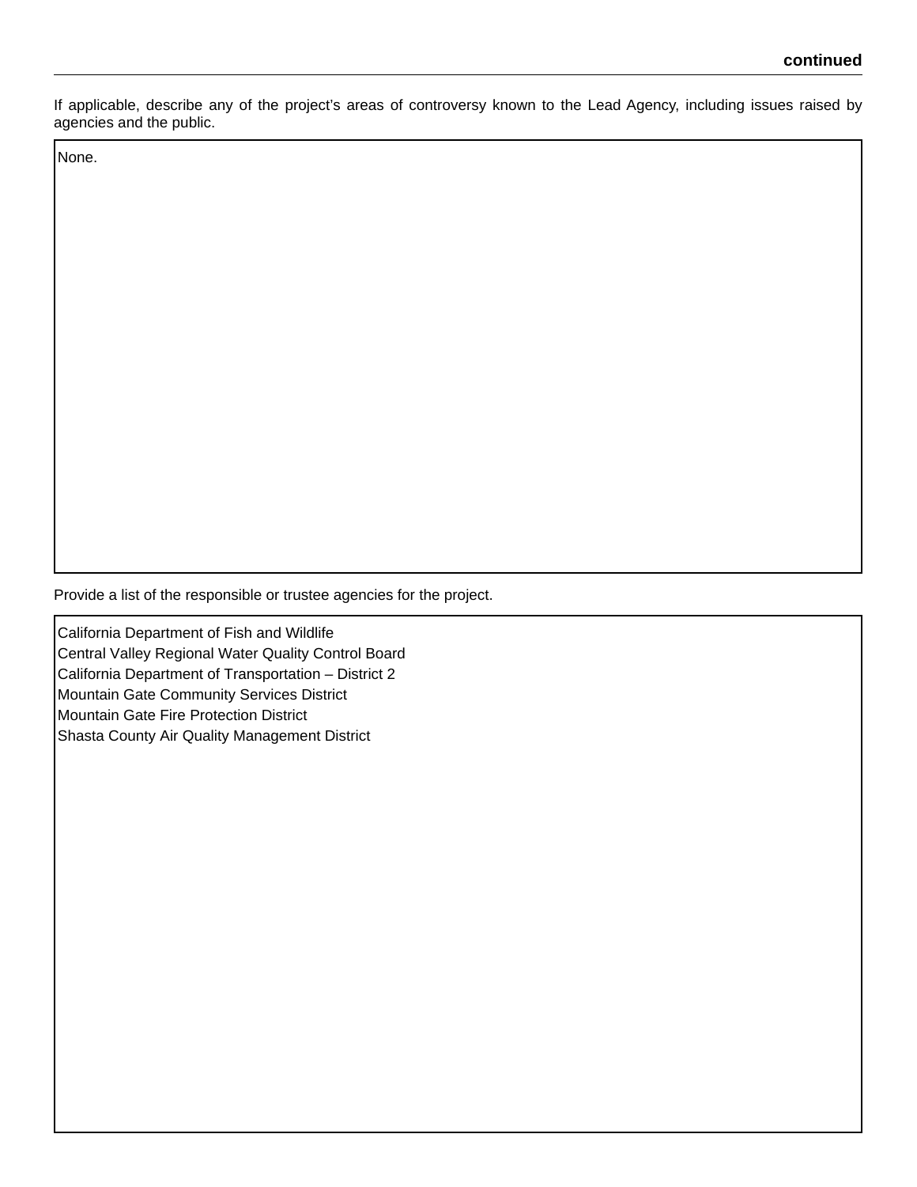**continued**

If applicable, describe any of the project's areas of controversy known to the Lead Agency, including issues raised by agencies and the public.

None.

Provide a list of the responsible or trustee agencies for the project.

California Department of Fish and Wildlife
Central Valley Regional Water Quality Control Board
California Department of Transportation – District 2
Mountain Gate Community Services District
Mountain Gate Fire Protection District
Shasta County Air Quality Management District